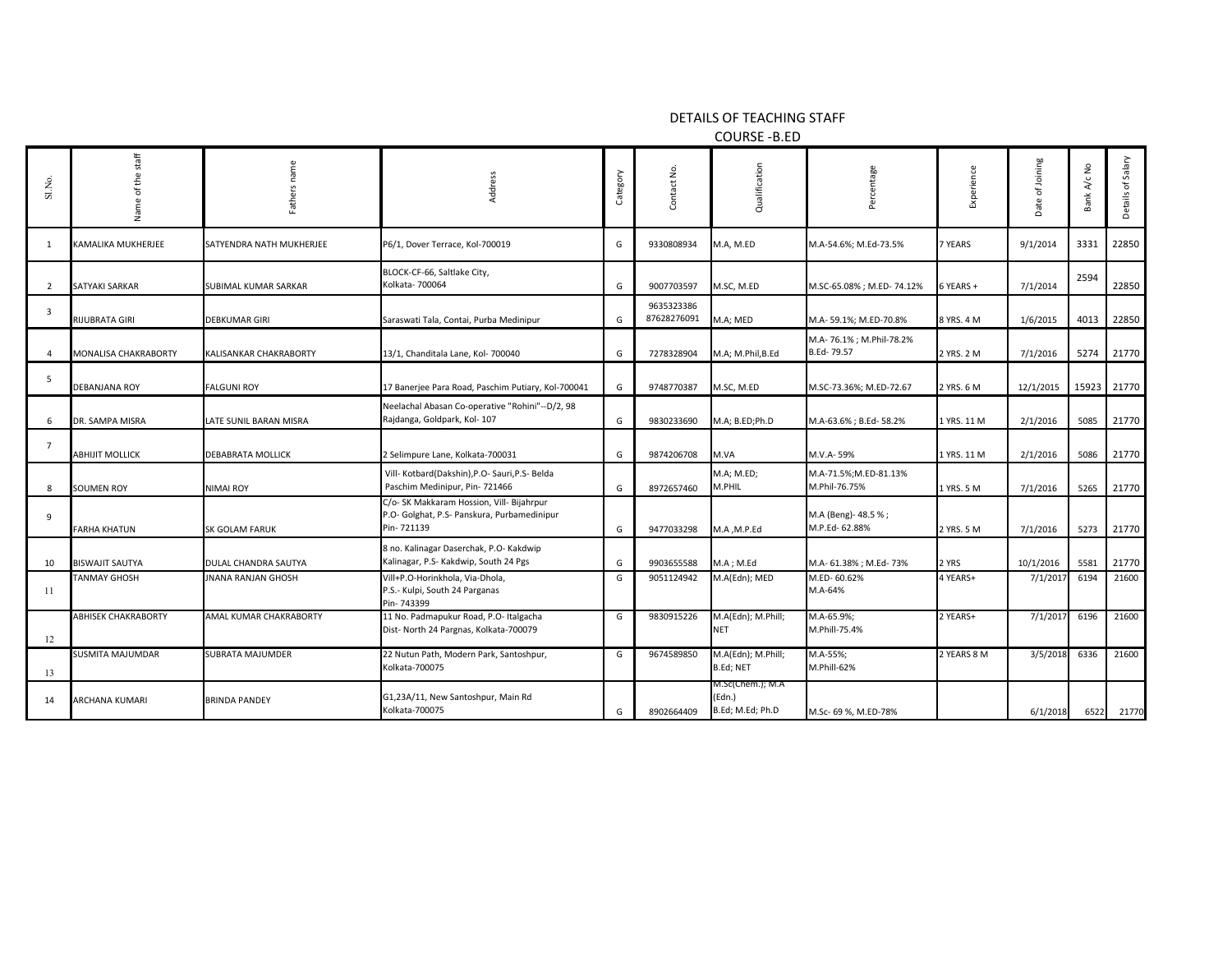# DETAILS OF TEACHING STAFF

## COURSE -B.ED

| Sl.No. | Name of the staff | Fathers name | Address | Category | Contact No. | Qualification | Percentage | Experience | Date of Joining | Bank A/c No | Details of Salary |
|---|---|---|---|---|---|---|---|---|---|---|---|
| 1 | KAMALIKA MUKHERJEE | SATYENDRA NATH MUKHERJEE | P6/1, Dover Terrace, Kol-700019 | G | 9330808934 | M.A, M.ED | M.A-54.6%; M.Ed-73.5% | 7 YEARS | 9/1/2014 | 3331 | 22850 |
| 2 | SATYAKI SARKAR | SUBIMAL KUMAR SARKAR | BLOCK-CF-66, Saltlake City, Kolkata- 700064 | G | 9007703597 | M.SC, M.ED | M.SC-65.08% ; M.ED- 74.12% | 6 YEARS + | 7/1/2014 | 2594 | 22850 |
| 3 | RIJUBRATA GIRI | DEBKUMAR GIRI | Saraswati Tala, Contai, Purba Medinipur | G | 9635323386 87628276091 | M.A; MED | M.A- 59.1%; M.ED-70.8% | 8 YRS. 4 M | 1/6/2015 | 4013 | 22850 |
| 4 | MONALISA CHAKRABORTY | KALISANKAR CHAKRABORTY | 13/1, Chanditala Lane, Kol- 700040 | G | 7278328904 | M.A; M.Phil,B.Ed | M.A- 76.1% ; M.Phil-78.2% B.Ed- 79.57 | 2 YRS. 2 M | 7/1/2016 | 5274 | 21770 |
| 5 | DEBANJANA ROY | FALGUNI ROY | 17 Banerjee Para Road, Paschim Putiary, Kol-700041 | G | 9748770387 | M.SC, M.ED | M.SC-73.36%; M.ED-72.67 | 2 YRS. 6 M | 12/1/2015 | 15923 | 21770 |
| 6 | DR. SAMPA MISRA | LATE SUNIL BARAN MISRA | Neelachal Abasan Co-operative "Rohini"--D/2, 98 Rajdanga, Goldpark, Kol- 107 | G | 9830233690 | M.A; B.ED;Ph.D | M.A-63.6% ; B.Ed- 58.2% | 1 YRS. 11 M | 2/1/2016 | 5085 | 21770 |
| 7 | ABHIJIT MOLLICK | DEBABRATA MOLLICK | 2 Selimpure Lane, Kolkata-700031 | G | 9874206708 | M.VA | M.V.A- 59% | 1 YRS. 11 M | 2/1/2016 | 5086 | 21770 |
| 8 | SOUMEN ROY | NIMAI ROY | Vill- Kotbard(Dakshin),P.O- Sauri,P.S- Belda Paschim Medinipur, Pin- 721466 | G | 8972657460 | M.A; M.ED; M.PHIL | M.A-71.5%;M.ED-81.13% M.Phil-76.75% | 1 YRS. 5 M | 7/1/2016 | 5265 | 21770 |
| 9 | FARHA KHATUN | SK GOLAM FARUK | C/o- SK Makkaram Hossion, Vill- Bijahrpur P.O- Golghat, P.S- Panskura, Purbamedinipur Pin- 721139 | G | 9477033298 | M.A ,M.P.Ed | M.A (Beng)- 48.5 % ; M.P.Ed- 62.88% | 2 YRS. 5 M | 7/1/2016 | 5273 | 21770 |
| 10 | BISWAJIT SAUTYA | DULAL CHANDRA SAUTYA | 8 no. Kalinagar Daserchak, P.O- Kakdwip Kalinagar, P.S- Kakdwip, South 24 Pgs | G | 9903655588 | M.A ; M.Ed | M.A- 61.38% ; M.Ed- 73% | 2 YRS | 10/1/2016 | 5581 | 21770 |
| 11 | TANMAY GHOSH | JNANA RANJAN GHOSH | Vill+P.O-Horinkhola, Via-Dhola, P.S.- Kulpi, South 24 Parganas Pin- 743399 | G | 9051124942 | M.A(Edn); MED | M.ED- 60.62% M.A-64% | 4 YEARS+ | 7/1/2017 | 6194 | 21600 |
| 12 | ABHISEK CHAKRABORTY | AMAL KUMAR CHAKRABORTY | 11 No. Padmapukur Road, P.O- Italgacha Dist- North 24 Pargnas, Kolkata-700079 | G | 9830915226 | M.A(Edn); M.Phill; NET | M.A-65.9%; M.Phill-75.4% | 2 YEARS+ | 7/1/2017 | 6196 | 21600 |
| 13 | SUSMITA MAJUMDAR | SUBRATA MAJUMDER | 22 Nutun Path, Modern Park, Santoshpur, Kolkata-700075 | G | 9674589850 | M.A(Edn); M.Phill; B.Ed; NET | M.A-55%; M.Phill-62% | 2 YEARS 8 M | 3/5/2018 | 6336 | 21600 |
| 14 | ARCHANA KUMARI | BRINDA PANDEY | G1,23A/11, New Santoshpur, Main Rd Kolkata-700075 | G | 8902664409 | M.Sc(Chem.); M.A (Edn.) B.Ed; M.Ed; Ph.D | M.Sc- 69 %, M.ED-78% | | 6/1/2018 | 6522 | 21770 |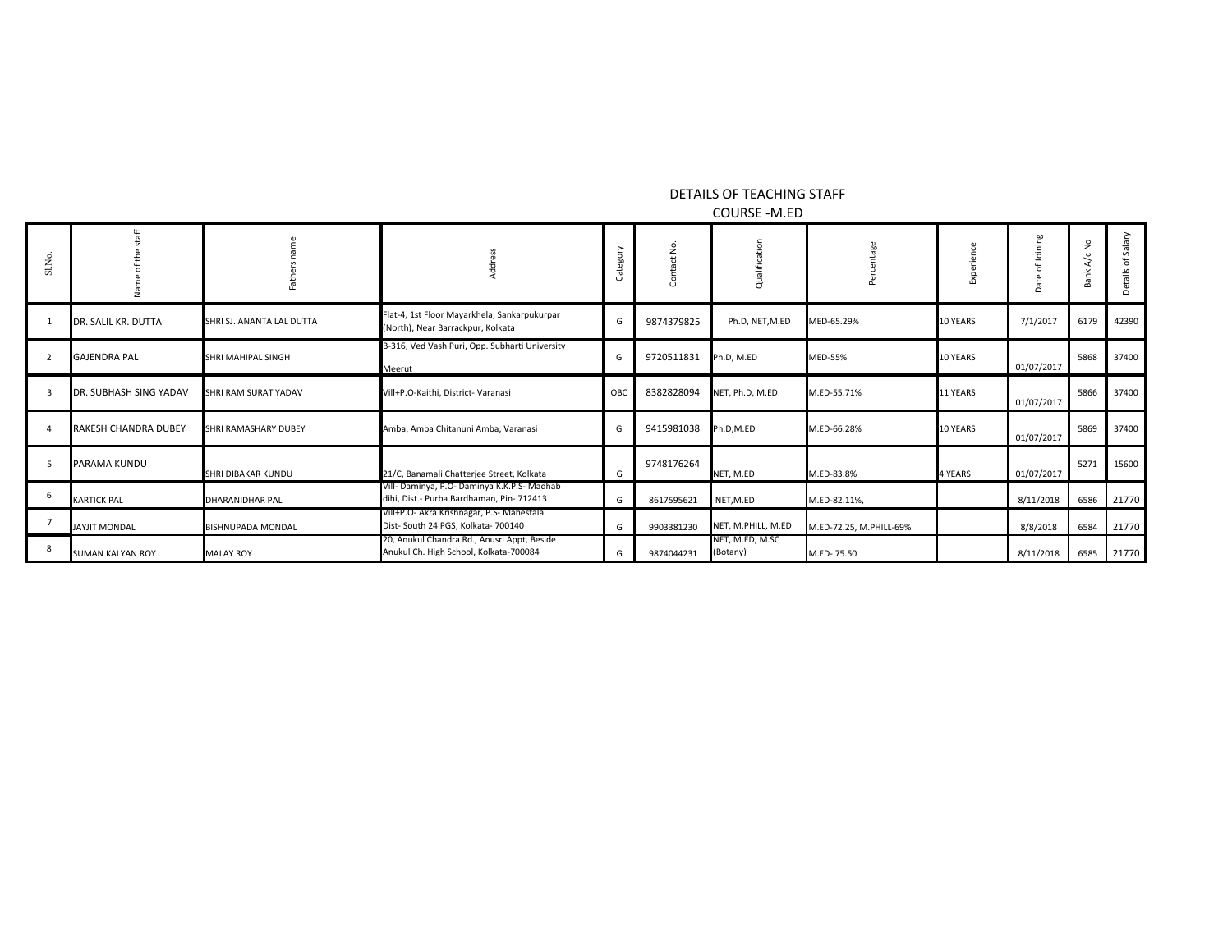DETAILS OF TEACHING STAFF

COURSE -M.ED

| Sl.No. | Name of the staff | Fathers name | Address | Category | Contact No. | Qualification | Percentage | Experience | Date of Joining | Bank A/c No | Details of Salary |
|---|---|---|---|---|---|---|---|---|---|---|---|
| 1 | DR. SALIL KR. DUTTA | SHRI SJ. ANANTA LAL DUTTA | Flat-4, 1st Floor Mayarkhela, Sankarpukurpar (North), Near Barrackpur, Kolkata | G | 9874379825 | Ph.D, NET,M.ED | MED-65.29% | 10 YEARS | 7/1/2017 | 6179 | 42390 |
| 2 | GAJENDRA PAL | SHRI MAHIPAL SINGH | B-316, Ved Vash Puri, Opp. Subharti University Meerut | G | 9720511831 | Ph.D, M.ED | MED-55% | 10 YEARS | 01/07/2017 | 5868 | 37400 |
| 3 | DR. SUBHASH SING YADAV | SHRI RAM SURAT YADAV | Vill+P.O-Kaithi, District- Varanasi | OBC | 8382828094 | NET, Ph.D, M.ED | M.ED-55.71% | 11 YEARS | 01/07/2017 | 5866 | 37400 |
| 4 | RAKESH CHANDRA DUBEY | SHRI RAMASHARY DUBEY | Amba, Amba Chitanuni Amba, Varanasi | G | 9415981038 | Ph.D,M.ED | M.ED-66.28% | 10 YEARS | 01/07/2017 | 5869 | 37400 |
| 5 | PARAMA KUNDU | SHRI DIBAKAR KUNDU | 21/C, Banamali Chatterjee Street, Kolkata | G | 9748176264 | NET, M.ED | M.ED-83.8% | 4 YEARS | 01/07/2017 | 5271 | 15600 |
| 6 | KARTICK PAL | DHARANIDHAR PAL | Vill- Daminya, P.O- Daminya K.K.P.S- Madhab dihi, Dist.- Purba Bardhaman, Pin- 712413 | G | 8617595621 | NET,M.ED | M.ED-82.11%, | | 8/11/2018 | 6586 | 21770 |
| 7 | JAYJIT MONDAL | BISHNUPADA MONDAL | Vill+P.O- Akra Krishnagar, P.S- Mahestala Dist- South 24 PGS, Kolkata- 700140 | G | 9903381230 | NET, M.PHILL, M.ED | M.ED-72.25, M.PHILL-69% | | 8/8/2018 | 6584 | 21770 |
| 8 | SUMAN KALYAN ROY | MALAY ROY | 20, Anukul Chandra Rd., Anusri Appt, Beside Anukul Ch. High School, Kolkata-700084 | G | 9874044231 | NET, M.ED, M.SC (Botany) | M.ED- 75.50 | | 8/11/2018 | 6585 | 21770 |